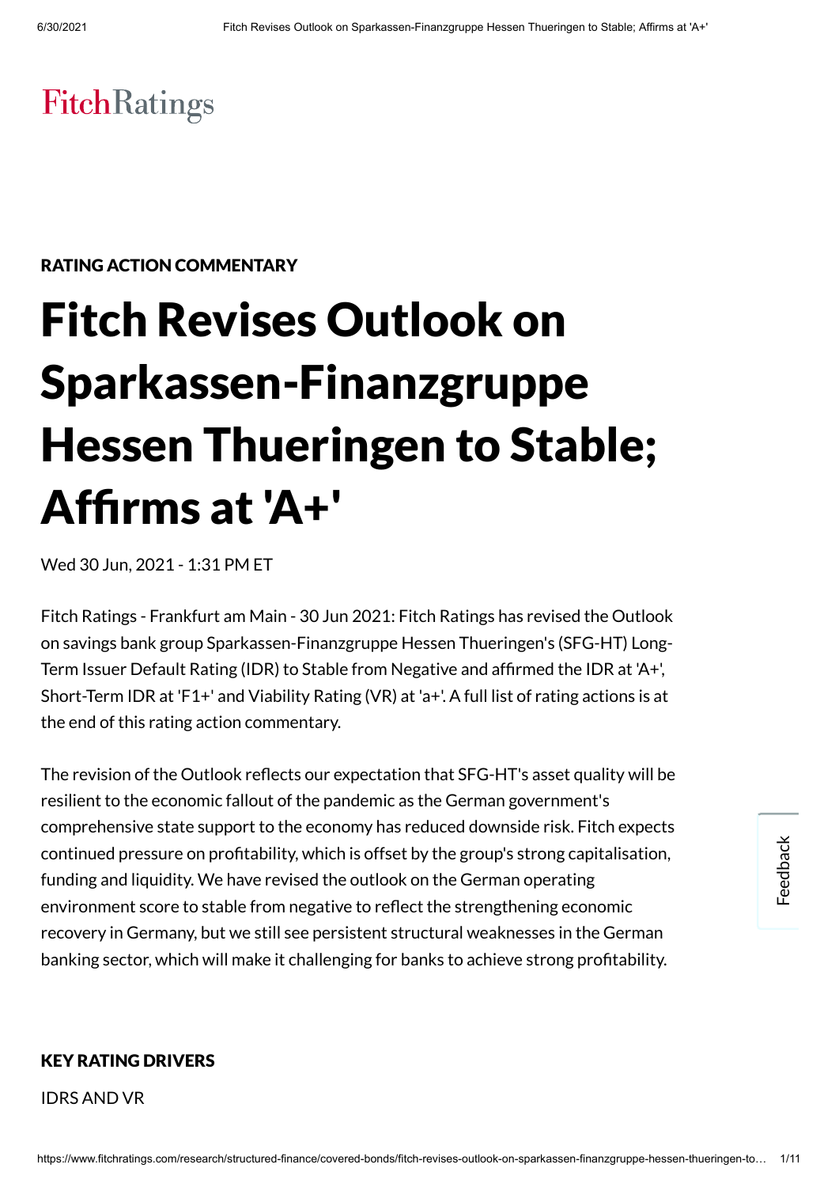FitchRatings

RATING ACTION COMMENTARY

# Fitch Revises Outlook on Sparkassen-Finanzgruppe Hessen Thueringen to Stable; Affirms at 'A+'

Wed 30 Jun, 2021 - 1:31 PM ET

Fitch Ratings - Frankfurt am Main - 30 Jun 2021: Fitch Ratings has revised the Outlook on savings bank group Sparkassen-Finanzgruppe Hessen Thueringen's (SFG-HT) Long-Term Issuer Default Rating (IDR) to Stable from Negative and affirmed the IDR at 'A+', Short-Term IDR at 'F1+' and Viability Rating (VR) at 'a+'. A full list of rating actions is at the end of this rating action commentary.

The revision of the Outlook reflects our expectation that SFG-HT's asset quality will be resilient to the economic fallout of the pandemic as the German government's comprehensive state support to the economy has reduced downside risk. Fitch expects continued pressure on profitability, which is offset by the group's strong capitalisation, funding and liquidity. We have revised the outlook on the German operating environment score to stable from negative to reflect the strengthening economic recovery in Germany, but we still see persistent structural weaknesses in the German banking sector, which will make it challenging for banks to achieve strong profitability.

## KEY RATING DRIVERS

IDRS AND VR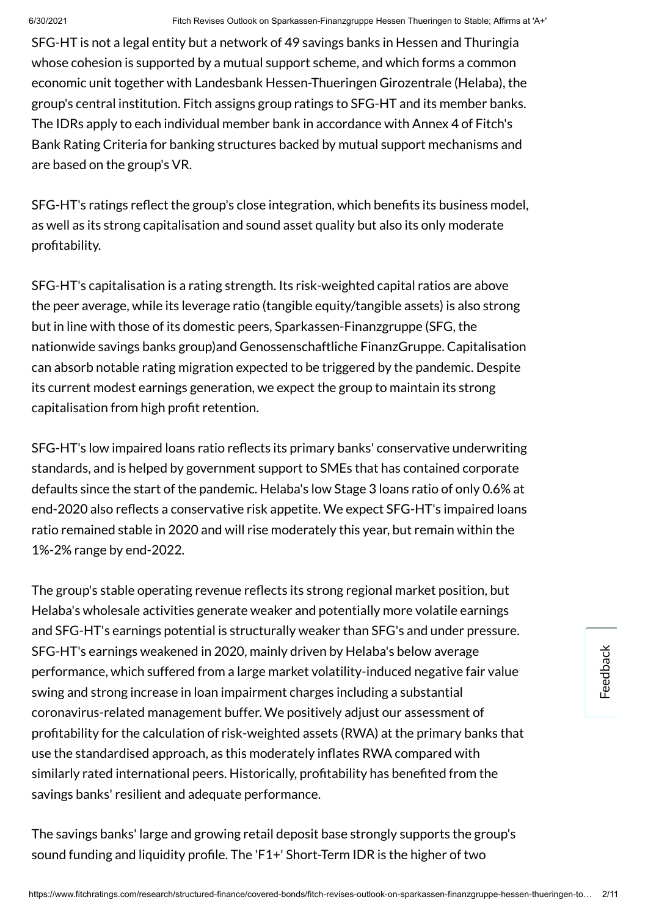SFG-HT is not a legal entity but a network of 49 savings banks in Hessen and Thuringia whose cohesion is supported by a mutual support scheme, and which forms a common economic unit together with Landesbank Hessen-Thueringen Girozentrale (Helaba), the group's central institution. Fitch assigns group ratings to SFG-HT and its member banks. The IDRs apply to each individual member bank in accordance with Annex 4 of Fitch's Bank Rating Criteria for banking structures backed by mutual support mechanisms and are based on the group's VR.

SFG-HT's ratings reflect the group's close integration, which benefits its business model, as well as its strong capitalisation and sound asset quality but also its only moderate profitability.

SFG-HT's capitalisation is a rating strength. Its risk-weighted capital ratios are above the peer average, while its leverage ratio (tangible equity/tangible assets) is also strong but in line with those of its domestic peers, Sparkassen-Finanzgruppe (SFG, the nationwide savings banks group)and Genossenschaftliche FinanzGruppe. Capitalisation can absorb notable rating migration expected to be triggered by the pandemic. Despite its current modest earnings generation, we expect the group to maintain its strong capitalisation from high profit retention.

SFG-HT's low impaired loans ratio reflects its primary banks' conservative underwriting standards, and is helped by government support to SMEs that has contained corporate defaults since the start of the pandemic. Helaba's low Stage 3 loans ratio of only 0.6% at end-2020 also reflects a conservative risk appetite. We expect SFG-HT's impaired loans ratio remained stable in 2020 and will rise moderately this year, but remain within the 1%-2% range by end-2022.

The group's stable operating revenue reflects its strong regional market position, but Helaba's wholesale activities generate weaker and potentially more volatile earnings and SFG-HT's earnings potential is structurally weaker than SFG's and under pressure. SFG-HT's earnings weakened in 2020, mainly driven by Helaba's below average performance, which suffered from a large market volatility-induced negative fair value swing and strong increase in loan impairment charges including a substantial coronavirus-related management buffer. We positively adjust our assessment of profitability for the calculation of risk-weighted assets (RWA) at the primary banks that use the standardised approach, as this moderately inflates RWA compared with similarly rated international peers. Historically, profitability has benefited from the savings banks' resilient and adequate performance.

The savings banks' large and growing retail deposit base strongly supports the group's sound funding and liquidity profile. The 'F1+' Short-Term IDR is the higher of two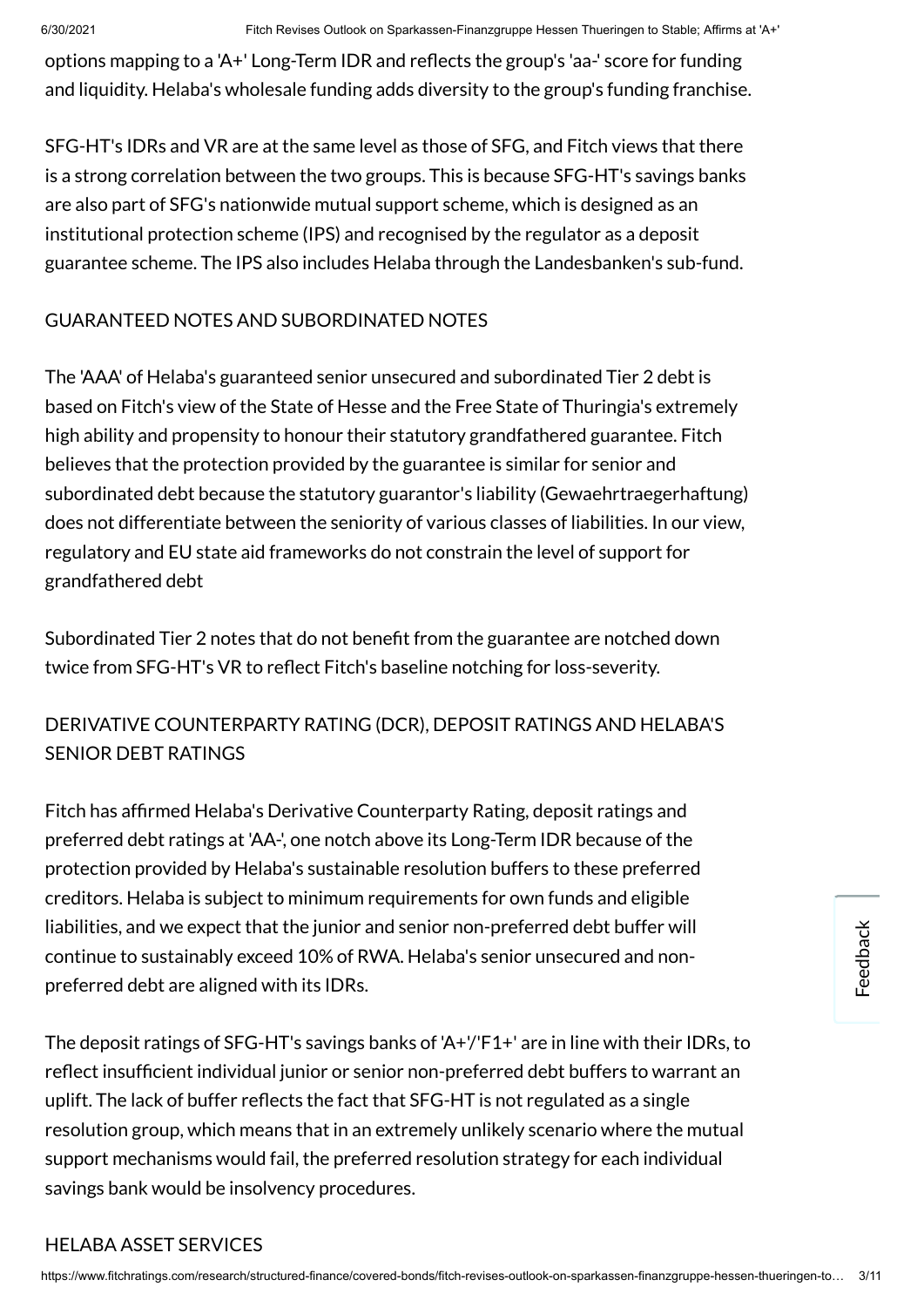options mapping to a 'A+' Long-Term IDR and reflects the group's 'aa-' score for funding and liquidity. Helaba's wholesale funding adds diversity to the group's funding franchise.

SFG-HT's IDRs and VR are at the same level as those of SFG, and Fitch views that there is a strong correlation between the two groups. This is because SFG-HT's savings banks are also part of SFG's nationwide mutual support scheme, which is designed as an institutional protection scheme (IPS) and recognised by the regulator as a deposit guarantee scheme. The IPS also includes Helaba through the Landesbanken's sub-fund.

## GUARANTEED NOTES AND SUBORDINATED NOTES

The 'AAA' of Helaba's guaranteed senior unsecured and subordinated Tier 2 debt is based on Fitch's view of the State of Hesse and the Free State of Thuringia's extremely high ability and propensity to honour their statutory grandfathered guarantee. Fitch believes that the protection provided by the guarantee is similar for senior and subordinated debt because the statutory guarantor's liability (Gewaehrtraegerhaftung) does not differentiate between the seniority of various classes of liabilities. In our view, regulatory and EU state aid frameworks do not constrain the level of support for grandfathered debt

Subordinated Tier 2 notes that do not benefit from the guarantee are notched down twice from SFG-HT's VR to reflect Fitch's baseline notching for loss-severity.

## DERIVATIVE COUNTERPARTY RATING (DCR), DEPOSIT RATINGS AND HELABA'S SENIOR DEBT RATINGS

Fitch has affirmed Helaba's Derivative Counterparty Rating, deposit ratings and preferred debt ratings at 'AA-', one notch above its Long-Term IDR because of the protection provided by Helaba's sustainable resolution buffers to these preferred creditors. Helaba is subject to minimum requirements for own funds and eligible liabilities, and we expect that the junior and senior non-preferred debt buffer will continue to sustainably exceed 10% of RWA. Helaba's senior unsecured and non-preferred debt are aligned with its IDRs.

The deposit ratings of SFG-HT's savings banks of 'A+'/'F1+' are in line with their IDRs, to reflect insufficient individual junior or senior non-preferred debt buffers to warrant an uplift. The lack of buffer reflects the fact that SFG-HT is not regulated as a single resolution group, which means that in an extremely unlikely scenario where the mutual support mechanisms would fail, the preferred resolution strategy for each individual savings bank would be insolvency procedures.

## HELABA ASSET SERVICES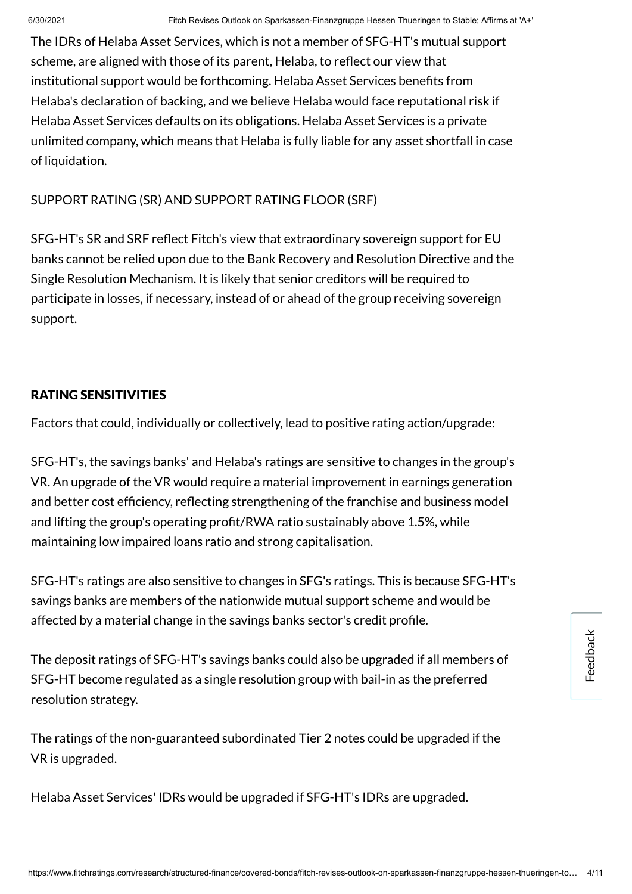The IDRs of Helaba Asset Services, which is not a member of SFG-HT's mutual support scheme, are aligned with those of its parent, Helaba, to reflect our view that institutional support would be forthcoming. Helaba Asset Services benefits from Helaba's declaration of backing, and we believe Helaba would face reputational risk if Helaba Asset Services defaults on its obligations. Helaba Asset Services is a private unlimited company, which means that Helaba is fully liable for any asset shortfall in case of liquidation.

SUPPORT RATING (SR) AND SUPPORT RATING FLOOR (SRF)

SFG-HT's SR and SRF reflect Fitch's view that extraordinary sovereign support for EU banks cannot be relied upon due to the Bank Recovery and Resolution Directive and the Single Resolution Mechanism. It is likely that senior creditors will be required to participate in losses, if necessary, instead of or ahead of the group receiving sovereign support.

## RATING SENSITIVITIES

Factors that could, individually or collectively, lead to positive rating action/upgrade:

SFG-HT's, the savings banks' and Helaba's ratings are sensitive to changes in the group's VR. An upgrade of the VR would require a material improvement in earnings generation and better cost efficiency, reflecting strengthening of the franchise and business model and lifting the group's operating profit/RWA ratio sustainably above 1.5%, while maintaining low impaired loans ratio and strong capitalisation.

SFG-HT's ratings are also sensitive to changes in SFG's ratings. This is because SFG-HT's savings banks are members of the nationwide mutual support scheme and would be affected by a material change in the savings banks sector's credit profile.

The deposit ratings of SFG-HT's savings banks could also be upgraded if all members of SFG-HT become regulated as a single resolution group with bail-in as the preferred resolution strategy.

The ratings of the non-guaranteed subordinated Tier 2 notes could be upgraded if the VR is upgraded.

Helaba Asset Services' IDRs would be upgraded if SFG-HT's IDRs are upgraded.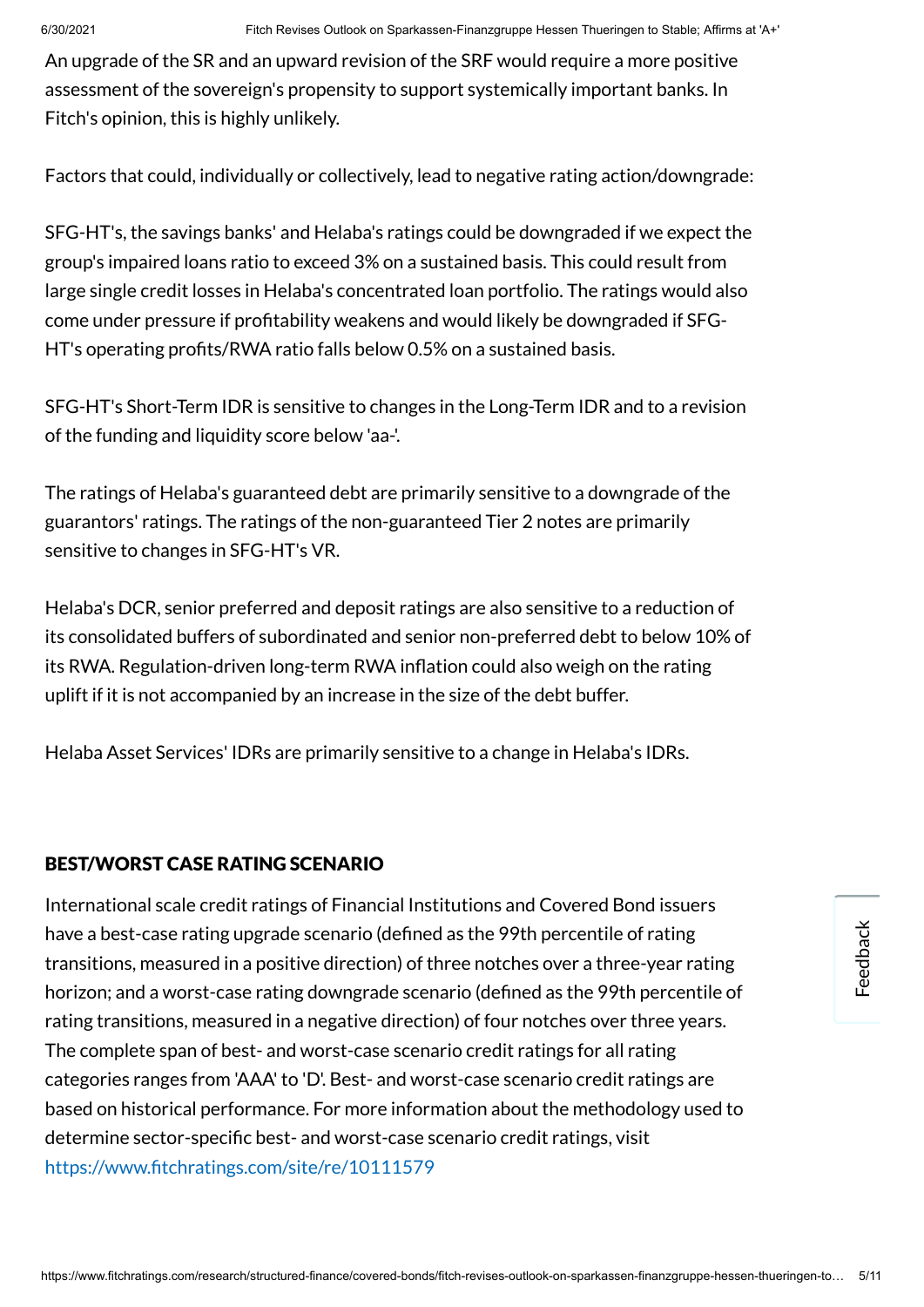An upgrade of the SR and an upward revision of the SRF would require a more positive assessment of the sovereign's propensity to support systemically important banks. In Fitch's opinion, this is highly unlikely.

Factors that could, individually or collectively, lead to negative rating action/downgrade:

SFG-HT's, the savings banks' and Helaba's ratings could be downgraded if we expect the group's impaired loans ratio to exceed 3% on a sustained basis. This could result from large single credit losses in Helaba's concentrated loan portfolio. The ratings would also come under pressure if profitability weakens and would likely be downgraded if SFG-HT's operating profits/RWA ratio falls below 0.5% on a sustained basis.

SFG-HT's Short-Term IDR is sensitive to changes in the Long-Term IDR and to a revision of the funding and liquidity score below 'aa-'.

The ratings of Helaba's guaranteed debt are primarily sensitive to a downgrade of the guarantors' ratings. The ratings of the non-guaranteed Tier 2 notes are primarily sensitive to changes in SFG-HT's VR.

Helaba's DCR, senior preferred and deposit ratings are also sensitive to a reduction of its consolidated buffers of subordinated and senior non-preferred debt to below 10% of its RWA. Regulation-driven long-term RWA inflation could also weigh on the rating uplift if it is not accompanied by an increase in the size of the debt buffer.

Helaba Asset Services' IDRs are primarily sensitive to a change in Helaba's IDRs.

## BEST/WORST CASE RATING SCENARIO

International scale credit ratings of Financial Institutions and Covered Bond issuers have a best-case rating upgrade scenario (defined as the 99th percentile of rating transitions, measured in a positive direction) of three notches over a three-year rating horizon; and a worst-case rating downgrade scenario (defined as the 99th percentile of rating transitions, measured in a negative direction) of four notches over three years. The complete span of best- and worst-case scenario credit ratings for all rating categories ranges from 'AAA' to 'D'. Best- and worst-case scenario credit ratings are based on historical performance. For more information about the methodology used to determine sector-specific best- and worst-case scenario credit ratings, visit https://www.fitchratings.com/site/re/10111579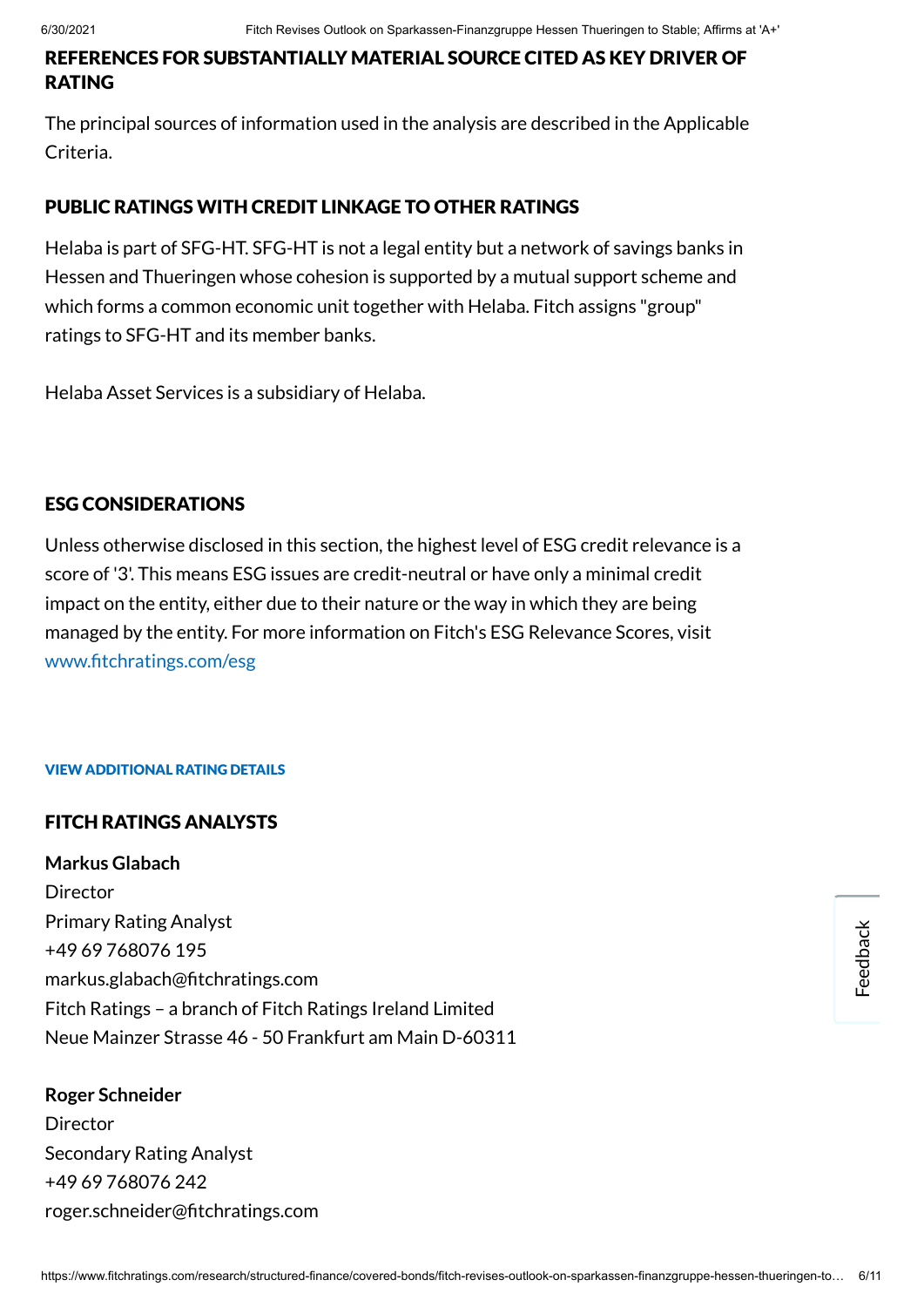## REFERENCES FOR SUBSTANTIALLY MATERIAL SOURCE CITED AS KEY DRIVER OF RATING

The principal sources of information used in the analysis are described in the Applicable Criteria.

## PUBLIC RATINGS WITH CREDIT LINKAGE TO OTHER RATINGS

Helaba is part of SFG-HT. SFG-HT is not a legal entity but a network of savings banks in Hessen and Thueringen whose cohesion is supported by a mutual support scheme and which forms a common economic unit together with Helaba. Fitch assigns "group" ratings to SFG-HT and its member banks.

Helaba Asset Services is a subsidiary of Helaba.

## ESG CONSIDERATIONS

Unless otherwise disclosed in this section, the highest level of ESG credit relevance is a score of '3'. This means ESG issues are credit-neutral or have only a minimal credit impact on the entity, either due to their nature or the way in which they are being managed by the entity. For more information on Fitch's ESG Relevance Scores, visit www.fitchratings.com/esg

**VIEW ADDITIONAL RATING DETAILS**

## FITCH RATINGS ANALYSTS

**Markus Glabach**
Director
Primary Rating Analyst
+49 69 768076 195
markus.glabach@fitchratings.com
Fitch Ratings – a branch of Fitch Ratings Ireland Limited
Neue Mainzer Strasse 46 - 50 Frankfurt am Main D-60311

**Roger Schneider**
Director
Secondary Rating Analyst
+49 69 768076 242
roger.schneider@fitchratings.com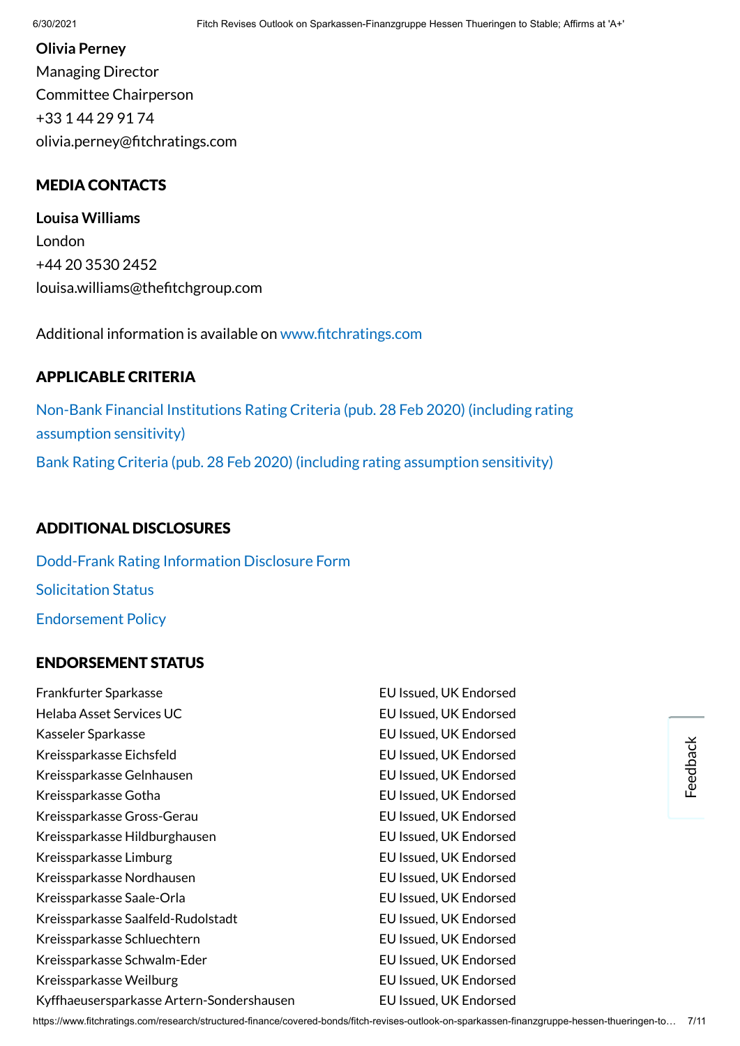**Olivia Perney**
Managing Director
Committee Chairperson
+33 1 44 29 91 74
olivia.perney@fitchratings.com

## MEDIA CONTACTS

**Louisa Williams**
London
+44 20 3530 2452
louisa.williams@thefitchgroup.com

Additional information is available on www.fitchratings.com

## APPLICABLE CRITERIA

Non-Bank Financial Institutions Rating Criteria (pub. 28 Feb 2020) (including rating assumption sensitivity)

Bank Rating Criteria (pub. 28 Feb 2020) (including rating assumption sensitivity)

## ADDITIONAL DISCLOSURES

Dodd-Frank Rating Information Disclosure Form

Solicitation Status

Endorsement Policy

## ENDORSEMENT STATUS

| | |
|---|---|
| Frankfurter Sparkasse | EU Issued, UK Endorsed |
| Helaba Asset Services UC | EU Issued, UK Endorsed |
| Kasseler Sparkasse | EU Issued, UK Endorsed |
| Kreissparkasse Eichsfeld | EU Issued, UK Endorsed |
| Kreissparkasse Gelnhausen | EU Issued, UK Endorsed |
| Kreissparkasse Gotha | EU Issued, UK Endorsed |
| Kreissparkasse Gross-Gerau | EU Issued, UK Endorsed |
| Kreissparkasse Hildburghausen | EU Issued, UK Endorsed |
| Kreissparkasse Limburg | EU Issued, UK Endorsed |
| Kreissparkasse Nordhausen | EU Issued, UK Endorsed |
| Kreissparkasse Saale-Orla | EU Issued, UK Endorsed |
| Kreissparkasse Saalfeld-Rudolstadt | EU Issued, UK Endorsed |
| Kreissparkasse Schluechtern | EU Issued, UK Endorsed |
| Kreissparkasse Schwalm-Eder | EU Issued, UK Endorsed |
| Kreissparkasse Weilburg | EU Issued, UK Endorsed |
| Kyffhaeusersparkasse Artern-Sondershausen | EU Issued, UK Endorsed |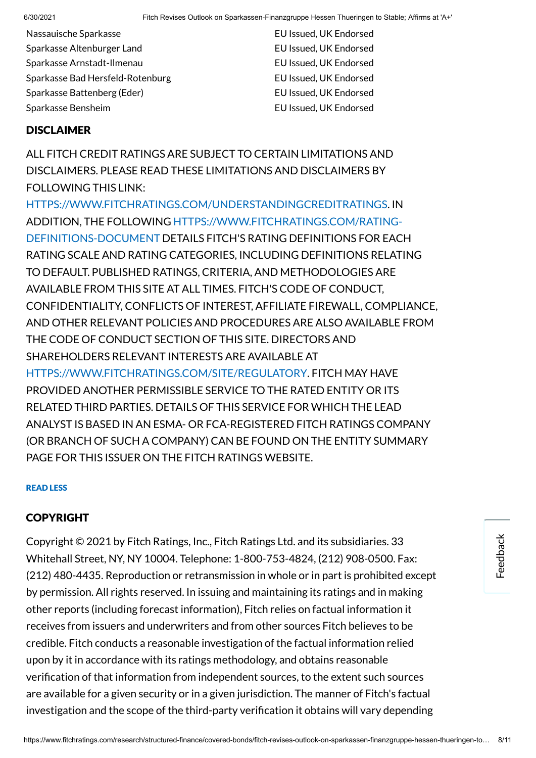| | |
|---|---|
| Nassauische Sparkasse | EU Issued, UK Endorsed |
| Sparkasse Altenburger Land | EU Issued, UK Endorsed |
| Sparkasse Arnstadt-Ilmenau | EU Issued, UK Endorsed |
| Sparkasse Bad Hersfeld-Rotenburg | EU Issued, UK Endorsed |
| Sparkasse Battenberg (Eder) | EU Issued, UK Endorsed |
| Sparkasse Bensheim | EU Issued, UK Endorsed |

## DISCLAIMER

ALL FITCH CREDIT RATINGS ARE SUBJECT TO CERTAIN LIMITATIONS AND DISCLAIMERS. PLEASE READ THESE LIMITATIONS AND DISCLAIMERS BY FOLLOWING THIS LINK: HTTPS://WWW.FITCHRATINGS.COM/UNDERSTANDINGCREDITRATINGS. IN ADDITION, THE FOLLOWING HTTPS://WWW.FITCHRATINGS.COM/RATING-DEFINITIONS-DOCUMENT DETAILS FITCH'S RATING DEFINITIONS FOR EACH RATING SCALE AND RATING CATEGORIES, INCLUDING DEFINITIONS RELATING TO DEFAULT. PUBLISHED RATINGS, CRITERIA, AND METHODOLOGIES ARE AVAILABLE FROM THIS SITE AT ALL TIMES. FITCH'S CODE OF CONDUCT, CONFIDENTIALITY, CONFLICTS OF INTEREST, AFFILIATE FIREWALL, COMPLIANCE, AND OTHER RELEVANT POLICIES AND PROCEDURES ARE ALSO AVAILABLE FROM THE CODE OF CONDUCT SECTION OF THIS SITE. DIRECTORS AND SHAREHOLDERS RELEVANT INTERESTS ARE AVAILABLE AT HTTPS://WWW.FITCHRATINGS.COM/SITE/REGULATORY. FITCH MAY HAVE PROVIDED ANOTHER PERMISSIBLE SERVICE TO THE RATED ENTITY OR ITS RELATED THIRD PARTIES. DETAILS OF THIS SERVICE FOR WHICH THE LEAD ANALYST IS BASED IN AN ESMA- OR FCA-REGISTERED FITCH RATINGS COMPANY (OR BRANCH OF SUCH A COMPANY) CAN BE FOUND ON THE ENTITY SUMMARY PAGE FOR THIS ISSUER ON THE FITCH RATINGS WEBSITE.

READ LESS

## COPYRIGHT

Copyright © 2021 by Fitch Ratings, Inc., Fitch Ratings Ltd. and its subsidiaries. 33 Whitehall Street, NY, NY 10004. Telephone: 1-800-753-4824, (212) 908-0500. Fax: (212) 480-4435. Reproduction or retransmission in whole or in part is prohibited except by permission. All rights reserved. In issuing and maintaining its ratings and in making other reports (including forecast information), Fitch relies on factual information it receives from issuers and underwriters and from other sources Fitch believes to be credible. Fitch conducts a reasonable investigation of the factual information relied upon by it in accordance with its ratings methodology, and obtains reasonable verification of that information from independent sources, to the extent such sources are available for a given security or in a given jurisdiction. The manner of Fitch's factual investigation and the scope of the third-party verification it obtains will vary depending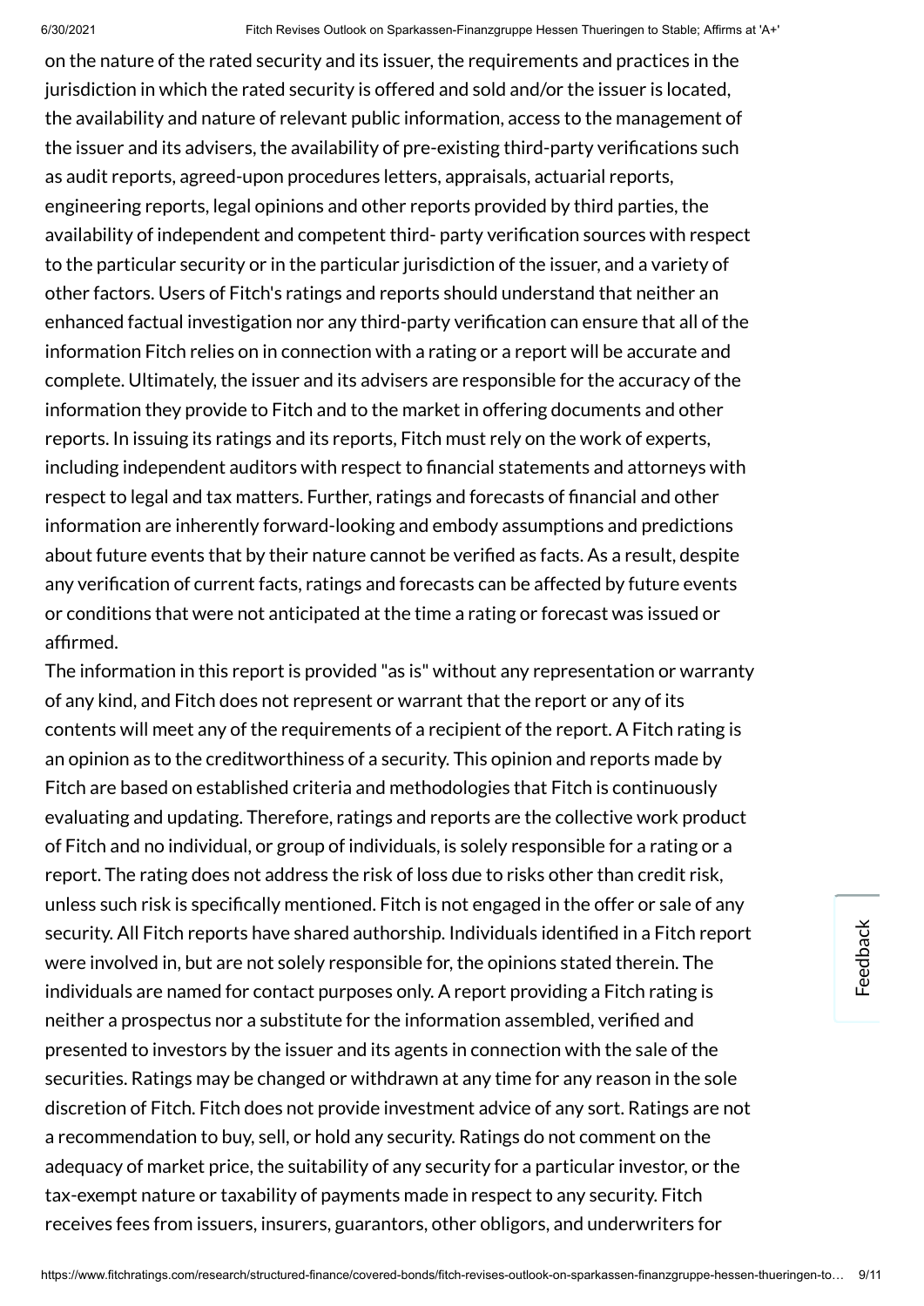on the nature of the rated security and its issuer, the requirements and practices in the jurisdiction in which the rated security is offered and sold and/or the issuer is located, the availability and nature of relevant public information, access to the management of the issuer and its advisers, the availability of pre-existing third-party verifications such as audit reports, agreed-upon procedures letters, appraisals, actuarial reports, engineering reports, legal opinions and other reports provided by third parties, the availability of independent and competent third- party verification sources with respect to the particular security or in the particular jurisdiction of the issuer, and a variety of other factors. Users of Fitch's ratings and reports should understand that neither an enhanced factual investigation nor any third-party verification can ensure that all of the information Fitch relies on in connection with a rating or a report will be accurate and complete. Ultimately, the issuer and its advisers are responsible for the accuracy of the information they provide to Fitch and to the market in offering documents and other reports. In issuing its ratings and its reports, Fitch must rely on the work of experts, including independent auditors with respect to financial statements and attorneys with respect to legal and tax matters. Further, ratings and forecasts of financial and other information are inherently forward-looking and embody assumptions and predictions about future events that by their nature cannot be verified as facts. As a result, despite any verification of current facts, ratings and forecasts can be affected by future events or conditions that were not anticipated at the time a rating or forecast was issued or affirmed.

The information in this report is provided "as is" without any representation or warranty of any kind, and Fitch does not represent or warrant that the report or any of its contents will meet any of the requirements of a recipient of the report. A Fitch rating is an opinion as to the creditworthiness of a security. This opinion and reports made by Fitch are based on established criteria and methodologies that Fitch is continuously evaluating and updating. Therefore, ratings and reports are the collective work product of Fitch and no individual, or group of individuals, is solely responsible for a rating or a report. The rating does not address the risk of loss due to risks other than credit risk, unless such risk is specifically mentioned. Fitch is not engaged in the offer or sale of any security. All Fitch reports have shared authorship. Individuals identified in a Fitch report were involved in, but are not solely responsible for, the opinions stated therein. The individuals are named for contact purposes only. A report providing a Fitch rating is neither a prospectus nor a substitute for the information assembled, verified and presented to investors by the issuer and its agents in connection with the sale of the securities. Ratings may be changed or withdrawn at any time for any reason in the sole discretion of Fitch. Fitch does not provide investment advice of any sort. Ratings are not a recommendation to buy, sell, or hold any security. Ratings do not comment on the adequacy of market price, the suitability of any security for a particular investor, or the tax-exempt nature or taxability of payments made in respect to any security. Fitch receives fees from issuers, insurers, guarantors, other obligors, and underwriters for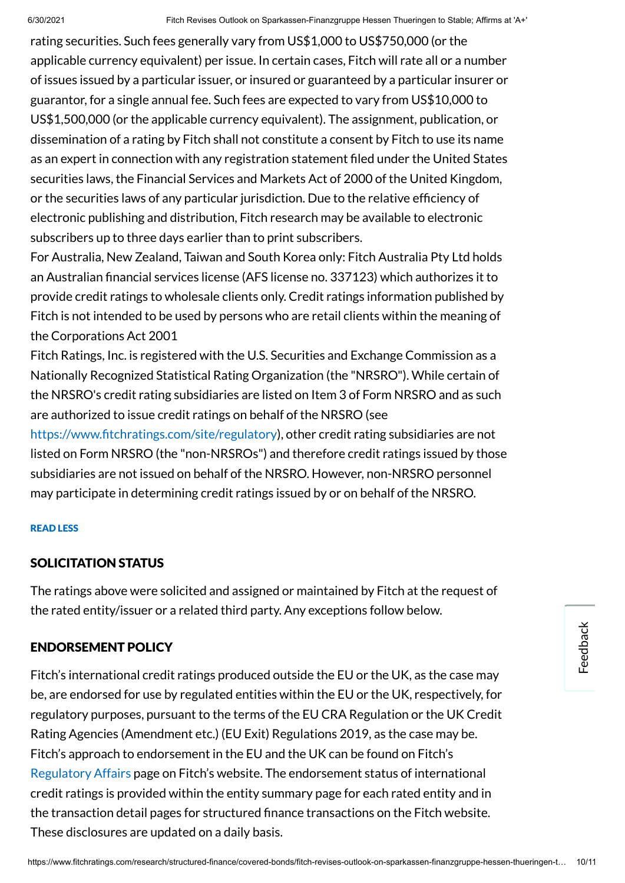rating securities. Such fees generally vary from US$1,000 to US$750,000 (or the applicable currency equivalent) per issue. In certain cases, Fitch will rate all or a number of issues issued by a particular issuer, or insured or guaranteed by a particular insurer or guarantor, for a single annual fee. Such fees are expected to vary from US$10,000 to US$1,500,000 (or the applicable currency equivalent). The assignment, publication, or dissemination of a rating by Fitch shall not constitute a consent by Fitch to use its name as an expert in connection with any registration statement filed under the United States securities laws, the Financial Services and Markets Act of 2000 of the United Kingdom, or the securities laws of any particular jurisdiction. Due to the relative efficiency of electronic publishing and distribution, Fitch research may be available to electronic subscribers up to three days earlier than to print subscribers.

For Australia, New Zealand, Taiwan and South Korea only: Fitch Australia Pty Ltd holds an Australian financial services license (AFS license no. 337123) which authorizes it to provide credit ratings to wholesale clients only. Credit ratings information published by Fitch is not intended to be used by persons who are retail clients within the meaning of the Corporations Act 2001

Fitch Ratings, Inc. is registered with the U.S. Securities and Exchange Commission as a Nationally Recognized Statistical Rating Organization (the "NRSRO"). While certain of the NRSRO's credit rating subsidiaries are listed on Item 3 of Form NRSRO and as such are authorized to issue credit ratings on behalf of the NRSRO (see https://www.fitchratings.com/site/regulatory), other credit rating subsidiaries are not listed on Form NRSRO (the "non-NRSROs") and therefore credit ratings issued by those subsidiaries are not issued on behalf of the NRSRO. However, non-NRSRO personnel may participate in determining credit ratings issued by or on behalf of the NRSRO.

READ LESS

## SOLICITATION STATUS

The ratings above were solicited and assigned or maintained by Fitch at the request of the rated entity/issuer or a related third party. Any exceptions follow below.

## ENDORSEMENT POLICY

Fitch's international credit ratings produced outside the EU or the UK, as the case may be, are endorsed for use by regulated entities within the EU or the UK, respectively, for regulatory purposes, pursuant to the terms of the EU CRA Regulation or the UK Credit Rating Agencies (Amendment etc.) (EU Exit) Regulations 2019, as the case may be. Fitch's approach to endorsement in the EU and the UK can be found on Fitch's Regulatory Affairs page on Fitch's website. The endorsement status of international credit ratings is provided within the entity summary page for each rated entity and in the transaction detail pages for structured finance transactions on the Fitch website. These disclosures are updated on a daily basis.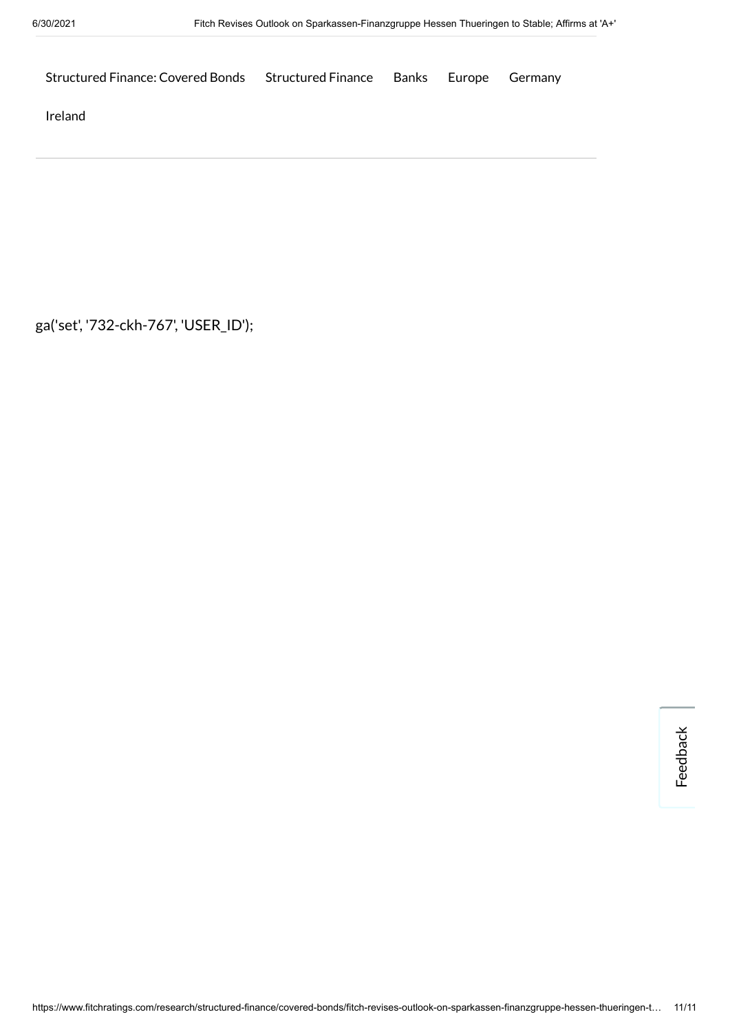Structured Finance: Covered Bonds Structured Finance Banks Europe Germany

Ireland

ga('set', '732-ckh-767', 'USER_ID');

Feedback